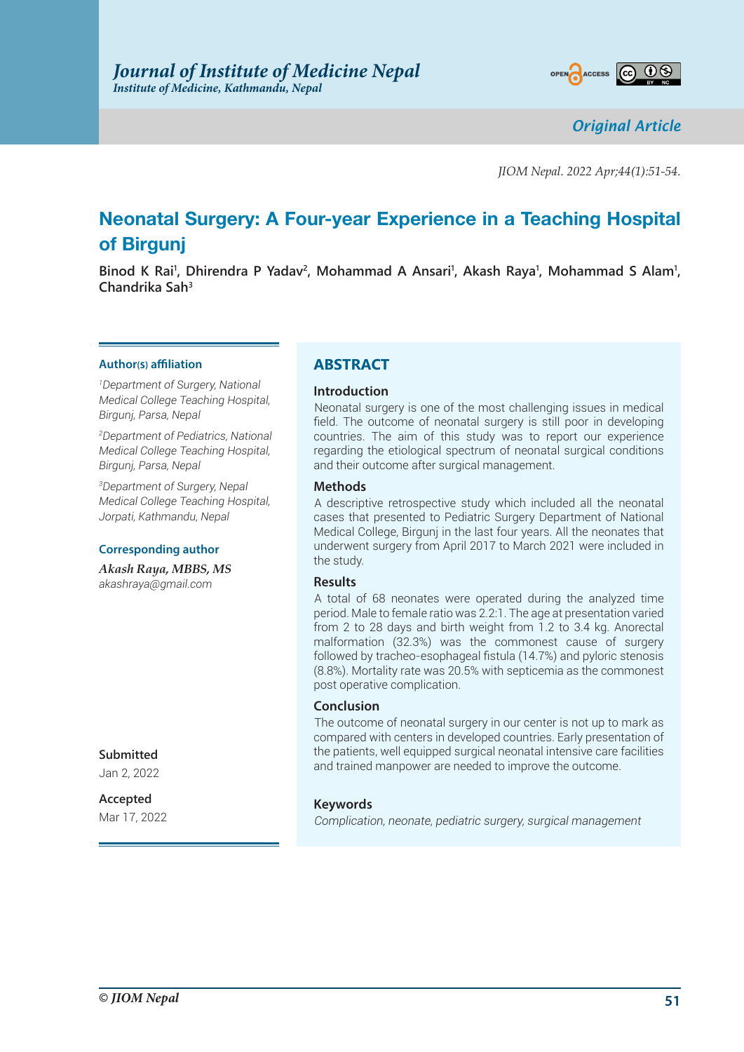Original Article

# Neonatal Surgery: A Four-year Experience in a Teaching Hospital of Birgunj

**Binod K Rai[1], Dhirendra P Yadav[2], Mohammad A Ansari[1], Akash Raya[1], Mohammad S Alam[1], Chandrika Sah[3]**

**Author(s) affiliation**

*[1]Department of Surgery, National Medical College Teaching Hospital, Birgunj, Parsa, Nepal*

*[2]Department of Pediatrics, National Medical College Teaching Hospital, Birgunj, Parsa, Nepal*

*[3]Department of Surgery, Nepal Medical College Teaching Hospital, Jorpati, Kathmandu, Nepal*

**Corresponding author**

*Akash Raya, MBBS, MS*
*akashraya@gmail.com*

**Submitted**
Jan 2, 2022

**Accepted**
Mar 17, 2022

## ABSTRACT

### Introduction

Neonatal surgery is one of the most challenging issues in medical field. The outcome of neonatal surgery is still poor in developing countries. The aim of this study was to report our experience regarding the etiological spectrum of neonatal surgical conditions and their outcome after surgical management.

### Methods

A descriptive retrospective study which included all the neonatal cases that presented to Pediatric Surgery Department of National Medical College, Birgunj in the last four years. All the neonates that underwent surgery from April 2017 to March 2021 were included in the study.

### Results

A total of 68 neonates were operated during the analyzed time period. Male to female ratio was 2.2:1. The age at presentation varied from 2 to 28 days and birth weight from 1.2 to 3.4 kg. Anorectal malformation (32.3%) was the commonest cause of surgery followed by tracheo-esophageal fistula (14.7%) and pyloric stenosis (8.8%). Mortality rate was 20.5% with septicemia as the commonest post operative complication.

### Conclusion

The outcome of neonatal surgery in our center is not up to mark as compared with centers in developed countries. Early presentation of the patients, well equipped surgical neonatal intensive care facilities and trained manpower are needed to improve the outcome.

### Keywords

*Complication, neonate, pediatric surgery, surgical management*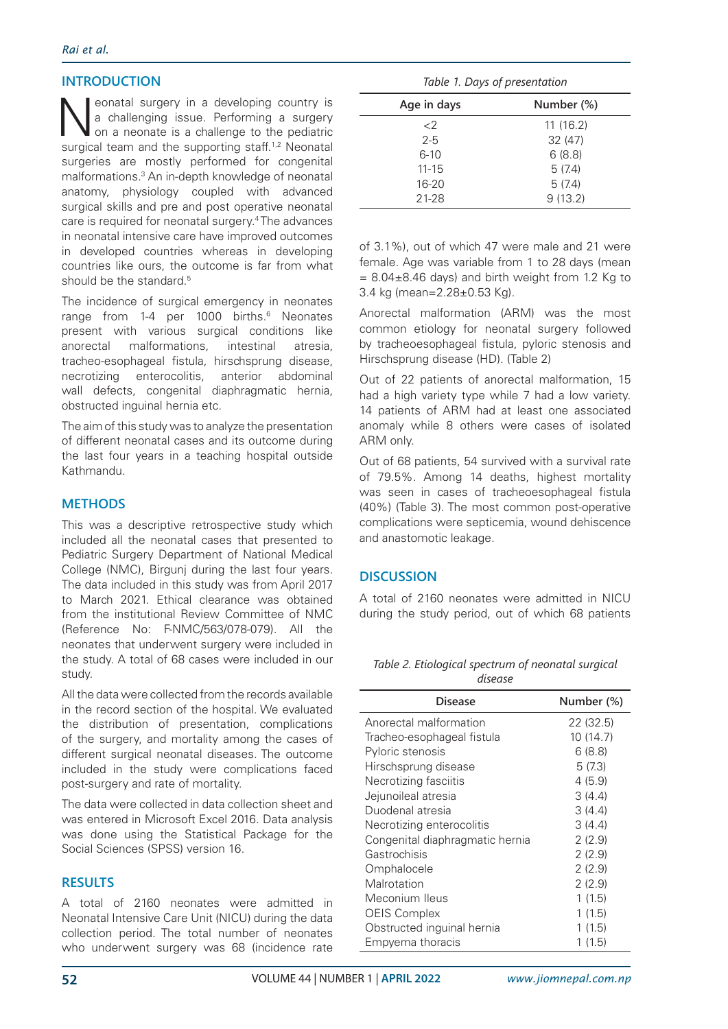## INTRODUCTION

Neonatal surgery in a developing country is a challenging issue. Performing a surgery on a neonate is a challenge to the pediatric surgical team and the supporting staff.[1,2] Neonatal surgeries are mostly performed for congenital malformations.[3] An in-depth knowledge of neonatal anatomy, physiology coupled with advanced surgical skills and pre and post operative neonatal care is required for neonatal surgery.[4] The advances in neonatal intensive care have improved outcomes in developed countries whereas in developing countries like ours, the outcome is far from what should be the standard.[5]

The incidence of surgical emergency in neonates range from 1-4 per 1000 births.[6] Neonates present with various surgical conditions like anorectal malformations, intestinal atresia, tracheo-esophageal fistula, hirschsprung disease, necrotizing enterocolitis, anterior abdominal wall defects, congenital diaphragmatic hernia, obstructed inguinal hernia etc.

The aim of this study was to analyze the presentation of different neonatal cases and its outcome during the last four years in a teaching hospital outside Kathmandu.

## METHODS

This was a descriptive retrospective study which included all the neonatal cases that presented to Pediatric Surgery Department of National Medical College (NMC), Birgunj during the last four years. The data included in this study was from April 2017 to March 2021. Ethical clearance was obtained from the institutional Review Committee of NMC (Reference No: F-NMC/563/078-079). All the neonates that underwent surgery were included in the study. A total of 68 cases were included in our study.

All the data were collected from the records available in the record section of the hospital. We evaluated the distribution of presentation, complications of the surgery, and mortality among the cases of different surgical neonatal diseases. The outcome included in the study were complications faced post-surgery and rate of mortality.

The data were collected in data collection sheet and was entered in Microsoft Excel 2016. Data analysis was done using the Statistical Package for the Social Sciences (SPSS) version 16.

## RESULTS

A total of 2160 neonates were admitted in Neonatal Intensive Care Unit (NICU) during the data collection period. The total number of neonates who underwent surgery was 68 (incidence rate of 3.1%), out of which 47 were male and 21 were female. Age was variable from 1 to 28 days (mean = 8.04±8.46 days) and birth weight from 1.2 Kg to 3.4 kg (mean=2.28±0.53 Kg).

*Table 1. Days of presentation*

| Age in days | Number (%) |
|---|---|
| <2 | 11 (16.2) |
| 2-5 | 32 (47) |
| 6-10 | 6 (8.8) |
| 11-15 | 5 (7.4) |
| 16-20 | 5 (7.4) |
| 21-28 | 9 (13.2) |

Anorectal malformation (ARM) was the most common etiology for neonatal surgery followed by tracheoesophageal fistula, pyloric stenosis and Hirschsprung disease (HD). (Table 2)

*Table 2. Etiological spectrum of neonatal surgical disease*

| Disease | Number (%) |
|---|---|
| Anorectal malformation | 22 (32.5) |
| Tracheo-esophageal fistula | 10 (14.7) |
| Pyloric stenosis | 6 (8.8) |
| Hirschsprung disease | 5 (7.3) |
| Necrotizing fasciitis | 4 (5.9) |
| Jejunoileal atresia | 3 (4.4) |
| Duodenal atresia | 3 (4.4) |
| Necrotizing enterocolitis | 3 (4.4) |
| Congenital diaphragmatic hernia | 2 (2.9) |
| Gastrochisis | 2 (2.9) |
| Omphalocele | 2 (2.9) |
| Malrotation | 2 (2.9) |
| Meconium Ileus | 1 (1.5) |
| OEIS Complex | 1 (1.5) |
| Obstructed inguinal hernia | 1 (1.5) |
| Empyema thoracis | 1 (1.5) |

Out of 22 patients of anorectal malformation, 15 had a high variety type while 7 had a low variety. 14 patients of ARM had at least one associated anomaly while 8 others were cases of isolated ARM only.

Out of 68 patients, 54 survived with a survival rate of 79.5%. Among 14 deaths, highest mortality was seen in cases of tracheoesophageal fistula (40%) (Table 3). The most common post-operative complications were septicemia, wound dehiscence and anastomotic leakage.

## DISCUSSION

A total of 2160 neonates were admitted in NICU during the study period, out of which 68 patients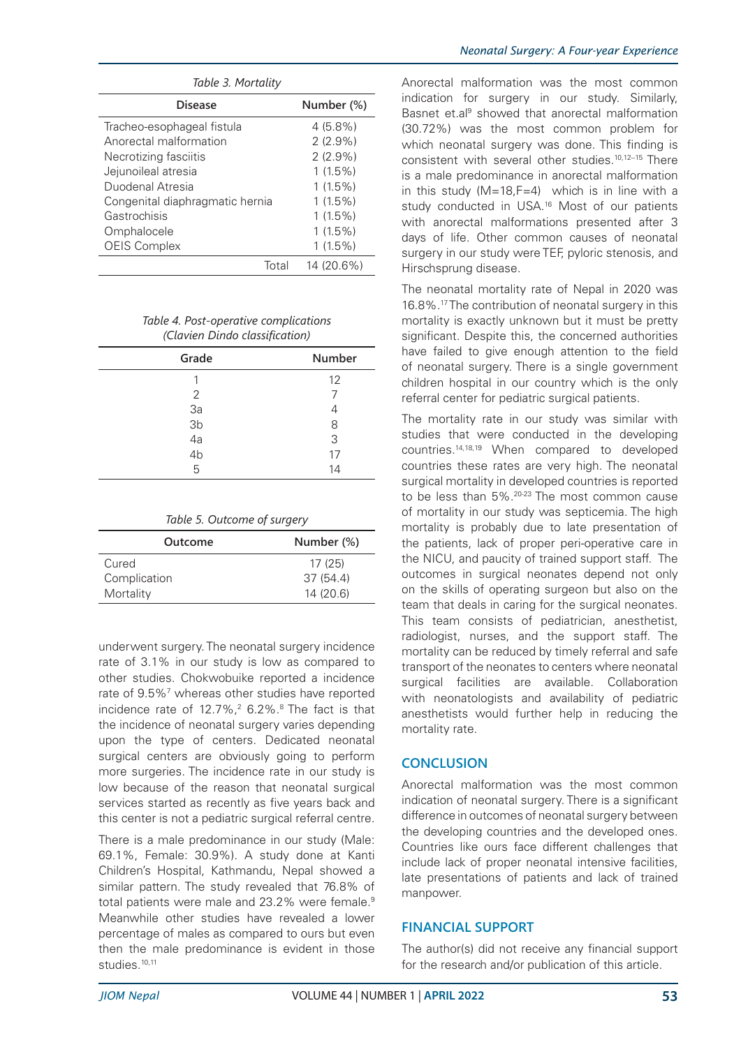*Table 3. Mortality*

| Disease | Number (%) |
|---|---|
| Tracheo-esophageal fistula | 4 (5.8%) |
| Anorectal malformation | 2 (2.9%) |
| Necrotizing fasciitis | 2 (2.9%) |
| Jejunoileal atresia | 1 (1.5%) |
| Duodenal Atresia | 1 (1.5%) |
| Congenital diaphragmatic hernia | 1 (1.5%) |
| Gastrochisis | 1 (1.5%) |
| Omphalocele | 1 (1.5%) |
| OEIS Complex | 1 (1.5%) |
| Total | 14 (20.6%) |

*Table 4. Post-operative complications (Clavien Dindo classification)*

| Grade | Number |
|---|---|
| 1 | 12 |
| 2 | 7 |
| 3a | 4 |
| 3b | 8 |
| 4a | 3 |
| 4b | 17 |
| 5 | 14 |

*Table 5. Outcome of surgery*

| Outcome | Number (%) |
|---|---|
| Cured | 17 (25) |
| Complication | 37 (54.4) |
| Mortality | 14 (20.6) |

underwent surgery. The neonatal surgery incidence rate of 3.1% in our study is low as compared to other studies. Chokwobuike reported a incidence rate of 9.5%[7] whereas other studies have reported incidence rate of 12.7%,[2] 6.2%.[8] The fact is that the incidence of neonatal surgery varies depending upon the type of centers. Dedicated neonatal surgical centers are obviously going to perform more surgeries. The incidence rate in our study is low because of the reason that neonatal surgical services started as recently as five years back and this center is not a pediatric surgical referral centre.

There is a male predominance in our study (Male: 69.1%, Female: 30.9%). A study done at Kanti Children's Hospital, Kathmandu, Nepal showed a similar pattern. The study revealed that 76.8% of total patients were male and 23.2% were female.[9] Meanwhile other studies have revealed a lower percentage of males as compared to ours but even then the male predominance is evident in those studies.[10,11]

Anorectal malformation was the most common indication for surgery in our study. Similarly, Basnet et.al[9] showed that anorectal malformation (30.72%) was the most common problem for which neonatal surgery was done. This finding is consistent with several other studies.[10,12–15] There is a male predominance in anorectal malformation in this study (M=18,F=4) which is in line with a study conducted in USA.[16] Most of our patients with anorectal malformations presented after 3 days of life. Other common causes of neonatal surgery in our study were TEF, pyloric stenosis, and Hirschsprung disease.

The neonatal mortality rate of Nepal in 2020 was 16.8%.[17] The contribution of neonatal surgery in this mortality is exactly unknown but it must be pretty significant. Despite this, the concerned authorities have failed to give enough attention to the field of neonatal surgery. There is a single government children hospital in our country which is the only referral center for pediatric surgical patients.

The mortality rate in our study was similar with studies that were conducted in the developing countries.[14,18,19] When compared to developed countries these rates are very high. The neonatal surgical mortality in developed countries is reported to be less than 5%.[20-23] The most common cause of mortality in our study was septicemia. The high mortality is probably due to late presentation of the patients, lack of proper peri-operative care in the NICU, and paucity of trained support staff. The outcomes in surgical neonates depend not only on the skills of operating surgeon but also on the team that deals in caring for the surgical neonates. This team consists of pediatrician, anesthetist, radiologist, nurses, and the support staff. The mortality can be reduced by timely referral and safe transport of the neonates to centers where neonatal surgical facilities are available. Collaboration with neonatologists and availability of pediatric anesthetists would further help in reducing the mortality rate.

## CONCLUSION

Anorectal malformation was the most common indication of neonatal surgery. There is a significant difference in outcomes of neonatal surgery between the developing countries and the developed ones. Countries like ours face different challenges that include lack of proper neonatal intensive facilities, late presentations of patients and lack of trained manpower.

## FINANCIAL SUPPORT

The author(s) did not receive any financial support for the research and/or publication of this article.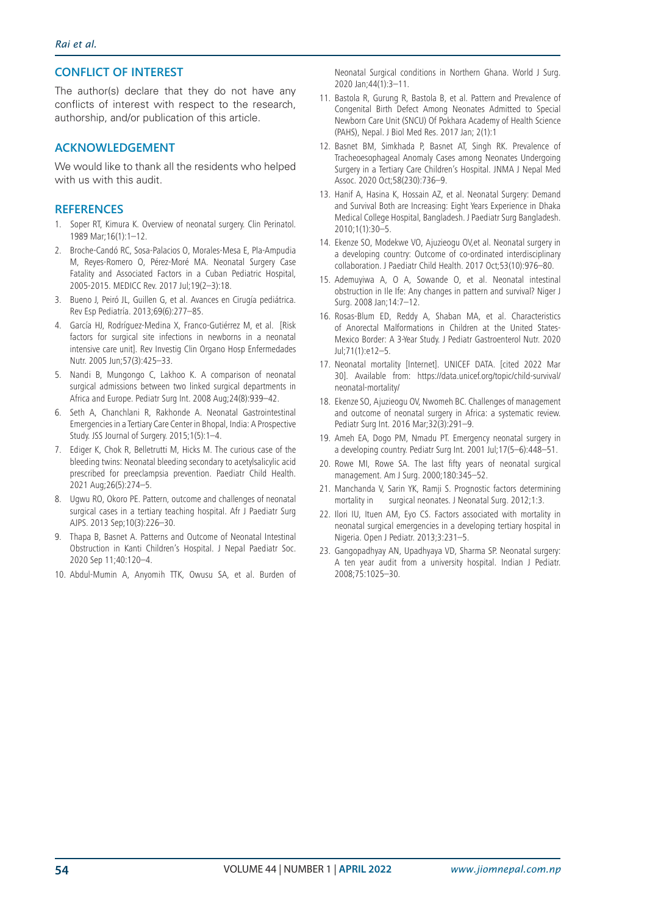## CONFLICT OF INTEREST

The author(s) declare that they do not have any conflicts of interest with respect to the research, authorship, and/or publication of this article.

## ACKNOWLEDGEMENT

We would like to thank all the residents who helped with us with this audit.

## REFERENCES

1. Soper RT, Kimura K. Overview of neonatal surgery. Clin Perinatol. 1989 Mar;16(1):1–12.
2. Broche-Candó RC, Sosa-Palacios O, Morales-Mesa E, Pla-Ampudia M, Reyes-Romero O, Pérez-Moré MA. Neonatal Surgery Case Fatality and Associated Factors in a Cuban Pediatric Hospital, 2005-2015. MEDICC Rev. 2017 Jul;19(2–3):18.
3. Bueno J, Peiró JL, Guillen G, et al. Avances en Cirugía pediátrica. Rev Esp Pediatría. 2013;69(6):277–85.
4. García HJ, Rodríguez-Medina X, Franco-Gutiérrez M, et al. [Risk factors for surgical site infections in newborns in a neonatal intensive care unit]. Rev Investig Clin Organo Hosp Enfermedades Nutr. 2005 Jun;57(3):425–33.
5. Nandi B, Mungongo C, Lakhoo K. A comparison of neonatal surgical admissions between two linked surgical departments in Africa and Europe. Pediatr Surg Int. 2008 Aug;24(8):939–42.
6. Seth A, Chanchlani R, Rakhonde A. Neonatal Gastrointestinal Emergencies in a Tertiary Care Center in Bhopal, India: A Prospective Study. JSS Journal of Surgery. 2015;1(5):1–4.
7. Ediger K, Chok R, Belletrutti M, Hicks M. The curious case of the bleeding twins: Neonatal bleeding secondary to acetylsalicylic acid prescribed for preeclampsia prevention. Paediatr Child Health. 2021 Aug;26(5):274–5.
8. Ugwu RO, Okoro PE. Pattern, outcome and challenges of neonatal surgical cases in a tertiary teaching hospital. Afr J Paediatr Surg AJPS. 2013 Sep;10(3):226–30.
9. Thapa B, Basnet A. Patterns and Outcome of Neonatal Intestinal Obstruction in Kanti Children's Hospital. J Nepal Paediatr Soc. 2020 Sep 11;40:120–4.
10. Abdul-Mumin A, Anyomih TTK, Owusu SA, et al. Burden of Neonatal Surgical conditions in Northern Ghana. World J Surg. 2020 Jan;44(1):3–11.
11. Bastola R, Gurung R, Bastola B, et al. Pattern and Prevalence of Congenital Birth Defect Among Neonates Admitted to Special Newborn Care Unit (SNCU) Of Pokhara Academy of Health Science (PAHS), Nepal. J Biol Med Res. 2017 Jan; 2(1):1
12. Basnet BM, Simkhada P, Basnet AT, Singh RK. Prevalence of Tracheoesophageal Anomaly Cases among Neonates Undergoing Surgery in a Tertiary Care Children's Hospital. JNMA J Nepal Med Assoc. 2020 Oct;58(230):736–9.
13. Hanif A, Hasina K, Hossain AZ, et al. Neonatal Surgery: Demand and Survival Both are Increasing: Eight Years Experience in Dhaka Medical College Hospital, Bangladesh. J Paediatr Surg Bangladesh. 2010;1(1):30–5.
14. Ekenze SO, Modekwe VO, Ajuzieogu OV,et al. Neonatal surgery in a developing country: Outcome of co-ordinated interdisciplinary collaboration. J Paediatr Child Health. 2017 Oct;53(10):976–80.
15. Ademuyiwa A, O A, Sowande O, et al. Neonatal intestinal obstruction in Ile Ife: Any changes in pattern and survival? Niger J Surg. 2008 Jan;14:7–12.
16. Rosas-Blum ED, Reddy A, Shaban MA, et al. Characteristics of Anorectal Malformations in Children at the United States-Mexico Border: A 3-Year Study. J Pediatr Gastroenterol Nutr. 2020 Jul;71(1):e12–5.
17. Neonatal mortality [Internet]. UNICEF DATA. [cited 2022 Mar 30]. Available from: https://data.unicef.org/topic/child-survival/neonatal-mortality/
18. Ekenze SO, Ajuzieogu OV, Nwomeh BC. Challenges of management and outcome of neonatal surgery in Africa: a systematic review. Pediatr Surg Int. 2016 Mar;32(3):291–9.
19. Ameh EA, Dogo PM, Nmadu PT. Emergency neonatal surgery in a developing country. Pediatr Surg Int. 2001 Jul;17(5–6):448–51.
20. Rowe MI, Rowe SA. The last fifty years of neonatal surgical management. Am J Surg. 2000;180:345–52.
21. Manchanda V, Sarin YK, Ramji S. Prognostic factors determining mortality in surgical neonates. J Neonatal Surg. 2012;1:3.
22. Ilori IU, Ituen AM, Eyo CS. Factors associated with mortality in neonatal surgical emergencies in a developing tertiary hospital in Nigeria. Open J Pediatr. 2013;3:231–5.
23. Gangopadhyay AN, Upadhyaya VD, Sharma SP. Neonatal surgery: A ten year audit from a university hospital. Indian J Pediatr. 2008;75:1025–30.